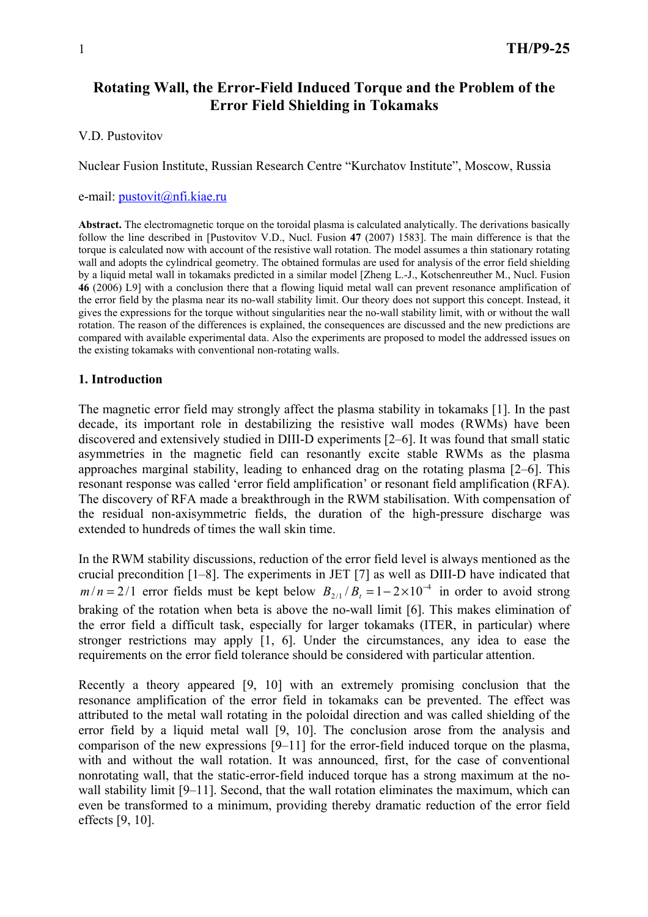# Rotating Wall, the Error-Field Induced Torque and the Problem of the Error Field Shielding in Tokamaks

V.D. Pustovitov

Nuclear Fusion Institute, Russian Research Centre "Kurchatov Institute", Moscow, Russia

e-mail: pustovit@nfi.kiae.ru

**Abstract.** The electromagnetic torque on the toroidal plasma is calculated analytically. The derivations basically follow the line described in [Pustovitov V.D., Nucl. Fusion **47** (2007) 1583]. The main difference is that the torque is calculated now with account of the resistive wall rotation. The model assumes a thin stationary rotating wall and adopts the cylindrical geometry. The obtained formulas are used for analysis of the error field shielding by a liquid metal wall in tokamaks predicted in a similar model [Zheng L.-J., Kotschenreuther M., Nucl. Fusion **46** (2006) L9] with a conclusion there that a flowing liquid metal wall can prevent resonance amplification of the error field by the plasma near its no-wall stability limit. Our theory does not support this concept. Instead, it gives the expressions for the torque without singularities near the no-wall stability limit, with or without the wall rotation. The reason of the differences is explained, the consequences are discussed and the new predictions are compared with available experimental data. Also the experiments are proposed to model the addressed issues on the existing tokamaks with conventional non-rotating walls.

## 1. Introduction

The magnetic error field may strongly affect the plasma stability in tokamaks [1]. In the past decade, its important role in destabilizing the resistive wall modes (RWMs) have been discovered and extensively studied in DIII-D experiments [2–6]. It was found that small static asymmetries in the magnetic field can resonantly excite stable RWMs as the plasma approaches marginal stability, leading to enhanced drag on the rotating plasma [2–6]. This resonant response was called 'error field amplification' or resonant field amplification (RFA). The discovery of RFA made a breakthrough in the RWM stabilisation. With compensation of the residual non-axisymmetric fields, the duration of the high-pressure discharge was extended to hundreds of times the wall skin time.

In the RWM stability discussions, reduction of the error field level is always mentioned as the crucial precondition [1–8]. The experiments in JET [7] as well as DIII-D have indicated that $m/n = 2/1$ error fields must be kept below $B_{2/1}/B_t = 1-2\times10^{-4}$ in order to avoid strong braking of the rotation when beta is above the no-wall limit [6]. This makes elimination of the error field a difficult task, especially for larger tokamaks (ITER, in particular) where stronger restrictions may apply [1, 6]. Under the circumstances, any idea to ease the requirements on the error field tolerance should be considered with particular attention.

Recently a theory appeared [9, 10] with an extremely promising conclusion that the resonance amplification of the error field in tokamaks can be prevented. The effect was attributed to the metal wall rotating in the poloidal direction and was called shielding of the error field by a liquid metal wall [9, 10]. The conclusion arose from the analysis and comparison of the new expressions [9–11] for the error-field induced torque on the plasma, with and without the wall rotation. It was announced, first, for the case of conventional nonrotating wall, that the static-error-field induced torque has a strong maximum at the no-wall stability limit [9–11]. Second, that the wall rotation eliminates the maximum, which can even be transformed to a minimum, providing thereby dramatic reduction of the error field effects [9, 10].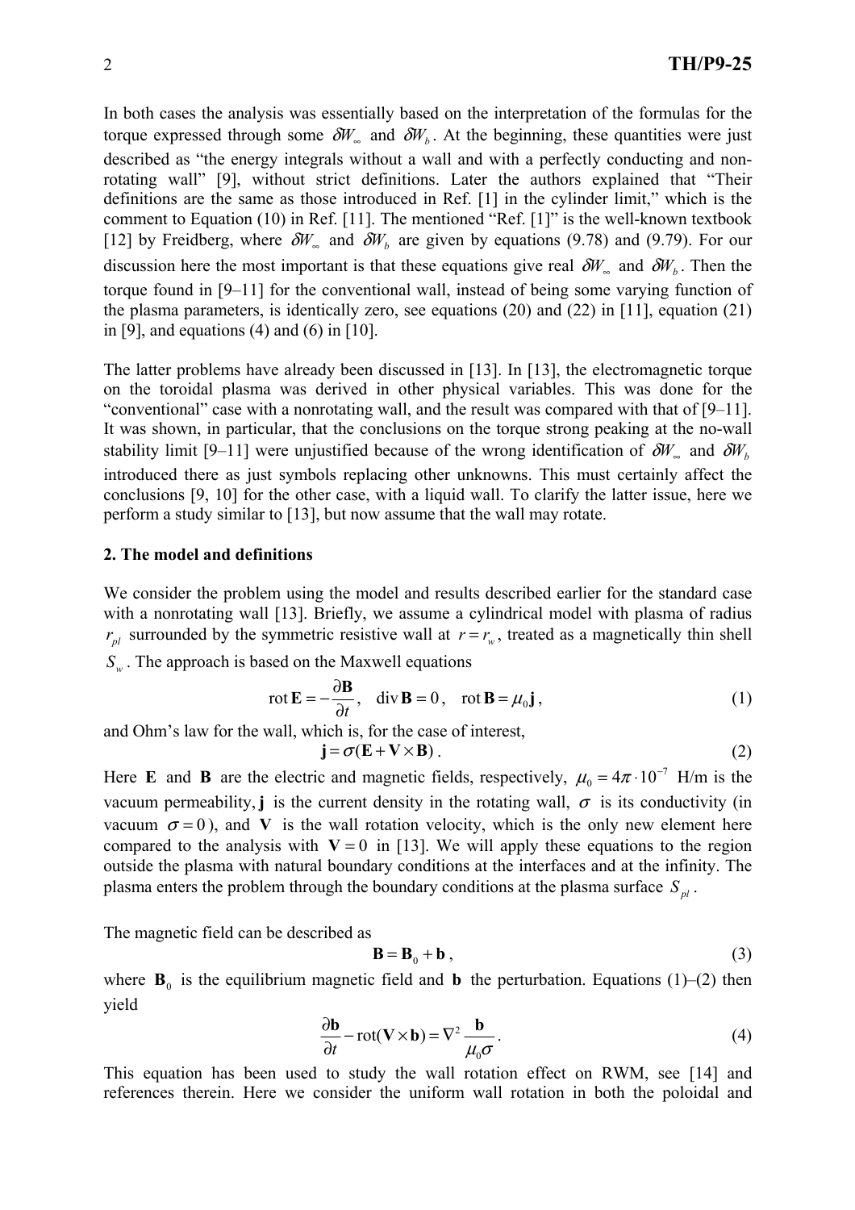In both cases the analysis was essentially based on the interpretation of the formulas for the torque expressed through some $\delta W_\infty$ and $\delta W_b$. At the beginning, these quantities were just described as "the energy integrals without a wall and with a perfectly conducting and non-rotating wall" [9], without strict definitions. Later the authors explained that "Their definitions are the same as those introduced in Ref. [1] in the cylinder limit," which is the comment to Equation (10) in Ref. [11]. The mentioned "Ref. [1]" is the well-known textbook [12] by Freidberg, where $\delta W_\infty$ and $\delta W_b$ are given by equations (9.78) and (9.79). For our discussion here the most important is that these equations give real $\delta W_\infty$ and $\delta W_b$. Then the torque found in [9–11] for the conventional wall, instead of being some varying function of the plasma parameters, is identically zero, see equations (20) and (22) in [11], equation (21) in [9], and equations (4) and (6) in [10].

The latter problems have already been discussed in [13]. In [13], the electromagnetic torque on the toroidal plasma was derived in other physical variables. This was done for the "conventional" case with a nonrotating wall, and the result was compared with that of [9–11]. It was shown, in particular, that the conclusions on the torque strong peaking at the no-wall stability limit [9–11] were unjustified because of the wrong identification of $\delta W_\infty$ and $\delta W_b$ introduced there as just symbols replacing other unknowns. This must certainly affect the conclusions [9, 10] for the other case, with a liquid wall. To clarify the latter issue, here we perform a study similar to [13], but now assume that the wall may rotate.

## 2. The model and definitions

We consider the problem using the model and results described earlier for the standard case with a nonrotating wall [13]. Briefly, we assume a cylindrical model with plasma of radius $r_{pl}$ surrounded by the symmetric resistive wall at $r = r_w$, treated as a magnetically thin shell $S_w$. The approach is based on the Maxwell equations

$$\operatorname{rot} \mathbf{E} = -\frac{\partial \mathbf{B}}{\partial t}, \quad \operatorname{div} \mathbf{B} = 0, \quad \operatorname{rot} \mathbf{B} = \mu_0 \mathbf{j}, \tag{1}$$

and Ohm's law for the wall, which is, for the case of interest,

$$\mathbf{j} = \sigma(\mathbf{E} + \mathbf{V} \times \mathbf{B}). \tag{2}$$

Here $\mathbf{E}$ and $\mathbf{B}$ are the electric and magnetic fields, respectively, $\mu_0 = 4\pi \cdot 10^{-7}$ H/m is the vacuum permeability, $\mathbf{j}$ is the current density in the rotating wall, $\sigma$ is its conductivity (in vacuum $\sigma = 0$), and $\mathbf{V}$ is the wall rotation velocity, which is the only new element here compared to the analysis with $\mathbf{V} = 0$ in [13]. We will apply these equations to the region outside the plasma with natural boundary conditions at the interfaces and at the infinity. The plasma enters the problem through the boundary conditions at the plasma surface $S_{pl}$.

The magnetic field can be described as

$$\mathbf{B} = \mathbf{B}_0 + \mathbf{b}, \tag{3}$$

where $\mathbf{B}_0$ is the equilibrium magnetic field and $\mathbf{b}$ the perturbation. Equations (1)–(2) then yield

$$\frac{\partial \mathbf{b}}{\partial t} - \operatorname{rot}(\mathbf{V} \times \mathbf{b}) = \nabla^2 \frac{\mathbf{b}}{\mu_0 \sigma}. \tag{4}$$

This equation has been used to study the wall rotation effect on RWM, see [14] and references therein. Here we consider the uniform wall rotation in both the poloidal and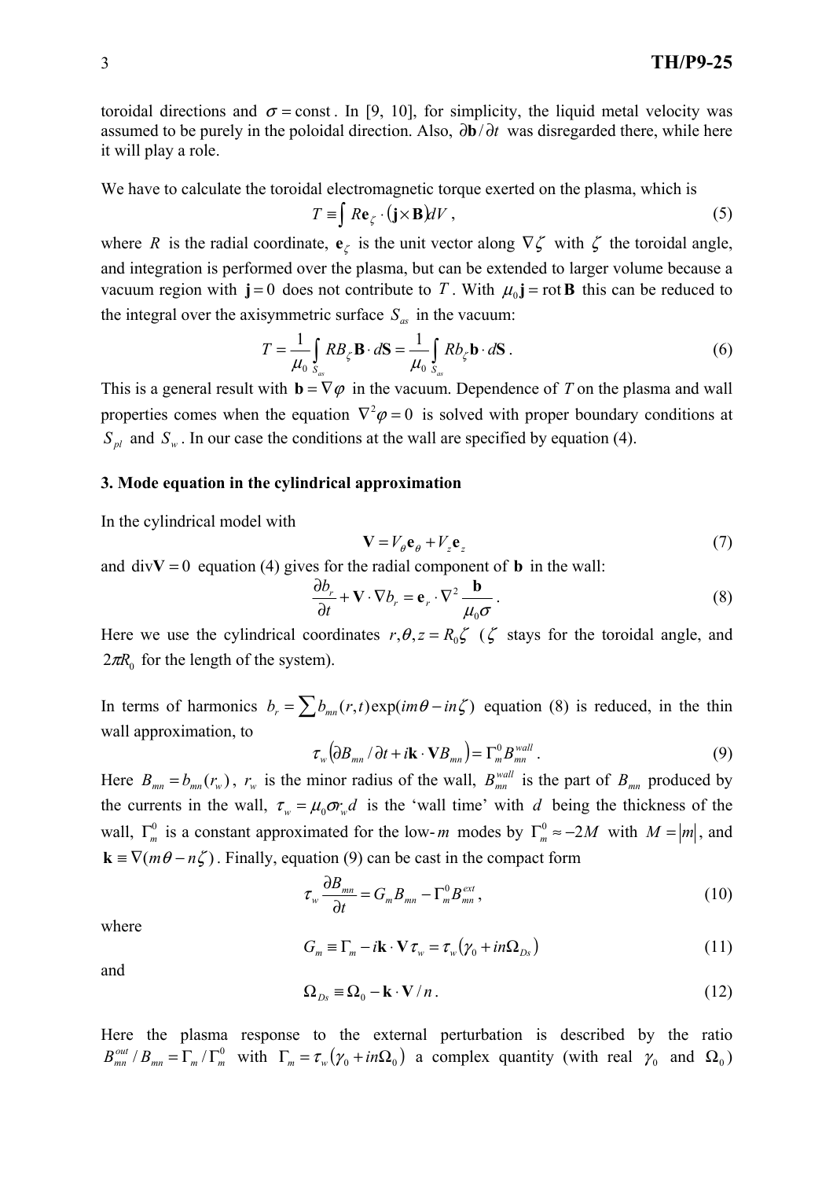toroidal directions and $\sigma = \text{const}$. In [9, 10], for simplicity, the liquid metal velocity was assumed to be purely in the poloidal direction. Also, $\partial \mathbf{b}/\partial t$ was disregarded there, while here it will play a role.

We have to calculate the toroidal electromagnetic torque exerted on the plasma, which is

$$T \equiv \int R\mathbf{e}_\zeta \cdot (\mathbf{j} \times \mathbf{B}) dV , \tag{5}$$

where $R$ is the radial coordinate, $\mathbf{e}_\zeta$ is the unit vector along $\nabla\zeta$ with $\zeta$ the toroidal angle, and integration is performed over the plasma, but can be extended to larger volume because a vacuum region with $\mathbf{j} = 0$ does not contribute to $T$. With $\mu_0 \mathbf{j} = \text{rot}\,\mathbf{B}$ this can be reduced to the integral over the axisymmetric surface $S_{as}$ in the vacuum:

$$T = \frac{1}{\mu_0} \int_{S_{as}} RB_\zeta \mathbf{B} \cdot d\mathbf{S} = \frac{1}{\mu_0} \int_{S_{as}} Rb_\zeta \mathbf{b} \cdot d\mathbf{S} . \tag{6}$$

This is a general result with $\mathbf{b} = \nabla\varphi$ in the vacuum. Dependence of $T$ on the plasma and wall properties comes when the equation $\nabla^2 \varphi = 0$ is solved with proper boundary conditions at $S_{pl}$ and $S_w$. In our case the conditions at the wall are specified by equation (4).

### 3. Mode equation in the cylindrical approximation

In the cylindrical model with

$$\mathbf{V} = V_\theta \mathbf{e}_\theta + V_z \mathbf{e}_z \tag{7}$$

and $\text{div}\mathbf{V} = 0$ equation (4) gives for the radial component of $\mathbf{b}$ in the wall:

$$\frac{\partial b_r}{\partial t} + \mathbf{V} \cdot \nabla b_r = \mathbf{e}_r \cdot \nabla^2 \frac{\mathbf{b}}{\mu_0 \sigma} . \tag{8}$$

Here we use the cylindrical coordinates $r, \theta, z = R_0 \zeta$ ($\zeta$ stays for the toroidal angle, and $2\pi R_0$ for the length of the system).

In terms of harmonics $b_r = \sum b_{mn}(r,t) \exp(im\theta - in\zeta)$ equation (8) is reduced, in the thin wall approximation, to

$$\tau_w \left( \partial B_{mn} / \partial t + i\mathbf{k} \cdot \mathbf{V} B_{mn} \right) = \Gamma_m^0 B_{mn}^{wall} . \tag{9}$$

Here $B_{mn} = b_{mn}(r_w)$, $r_w$ is the minor radius of the wall, $B_{mn}^{wall}$ is the part of $B_{mn}$ produced by the currents in the wall, $\tau_w = \mu_0 \sigma r_w d$ is the 'wall time' with $d$ being the thickness of the wall, $\Gamma_m^0$ is a constant approximated for the low-$m$ modes by $\Gamma_m^0 \approx -2M$ with $M = |m|$, and $\mathbf{k} \equiv \nabla(m\theta - n\zeta)$. Finally, equation (9) can be cast in the compact form

$$\tau_w \frac{\partial B_{mn}}{\partial t} = G_m B_{mn} - \Gamma_m^0 B_{mn}^{ext} , \tag{10}$$

where

$$G_m \equiv \Gamma_m - i\mathbf{k} \cdot \mathbf{V} \tau_w = \tau_w \left( \gamma_0 + in\Omega_{Ds} \right) \tag{11}$$

and

$$\Omega_{Ds} \equiv \Omega_0 - \mathbf{k} \cdot \mathbf{V} / n . \tag{12}$$

Here the plasma response to the external perturbation is described by the ratio $B_{mn}^{out} / B_{mn} = \Gamma_m / \Gamma_m^0$ with $\Gamma_m = \tau_w \left( \gamma_0 + in\Omega_0 \right)$ a complex quantity (with real $\gamma_0$ and $\Omega_0$)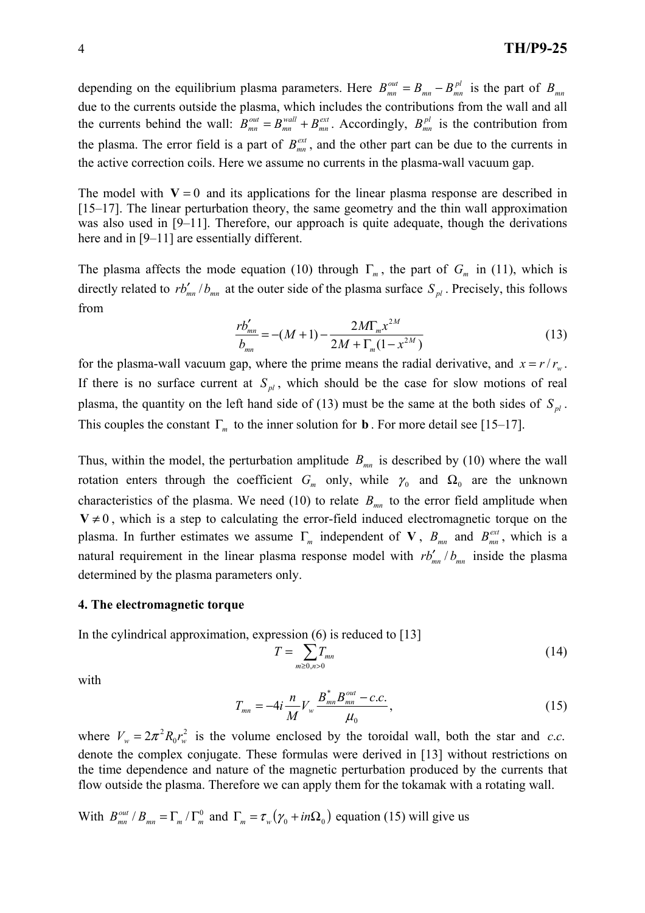depending on the equilibrium plasma parameters. Here $B_{mn}^{out} = B_{mn} - B_{mn}^{pl}$ is the part of $B_{mn}$ due to the currents outside the plasma, which includes the contributions from the wall and all the currents behind the wall: $B_{mn}^{out} = B_{mn}^{wall} + B_{mn}^{ext}$. Accordingly, $B_{mn}^{pl}$ is the contribution from the plasma. The error field is a part of $B_{mn}^{ext}$, and the other part can be due to the currents in the active correction coils. Here we assume no currents in the plasma-wall vacuum gap.

The model with $\mathbf{V} = 0$ and its applications for the linear plasma response are described in [15–17]. The linear perturbation theory, the same geometry and the thin wall approximation was also used in [9–11]. Therefore, our approach is quite adequate, though the derivations here and in [9–11] are essentially different.

The plasma affects the mode equation (10) through $\Gamma_m$, the part of $G_m$ in (11), which is directly related to $rb'_{mn}/b_{mn}$ at the outer side of the plasma surface $S_{pl}$. Precisely, this follows from

$$\frac{rb'_{mn}}{b_{mn}} = -(M+1) - \frac{2M\Gamma_m x^{2M}}{2M + \Gamma_m(1 - x^{2M})} \tag{13}$$

for the plasma-wall vacuum gap, where the prime means the radial derivative, and $x = r/r_w$. If there is no surface current at $S_{pl}$, which should be the case for slow motions of real plasma, the quantity on the left hand side of (13) must be the same at the both sides of $S_{pl}$. This couples the constant $\Gamma_m$ to the inner solution for $\mathbf{b}$. For more detail see [15–17].

Thus, within the model, the perturbation amplitude $B_{mn}$ is described by (10) where the wall rotation enters through the coefficient $G_m$ only, while $\gamma_0$ and $\Omega_0$ are the unknown characteristics of the plasma. We need (10) to relate $B_{mn}$ to the error field amplitude when $\mathbf{V} \neq 0$, which is a step to calculating the error-field induced electromagnetic torque on the plasma. In further estimates we assume $\Gamma_m$ independent of $\mathbf{V}$, $B_{mn}$ and $B_{mn}^{ext}$, which is a natural requirement in the linear plasma response model with $rb'_{mn}/b_{mn}$ inside the plasma determined by the plasma parameters only.

## 4. The electromagnetic torque

In the cylindrical approximation, expression (6) is reduced to [13]

$$T = \sum_{m \geq 0, n > 0} T_{mn} \tag{14}$$

with

$$T_{mn} = -4i \frac{n}{M} V_w \frac{B_{mn}^* B_{mn}^{out} - c.c.}{\mu_0}, \tag{15}$$

where $V_w = 2\pi^2 R_0 r_w^2$ is the volume enclosed by the toroidal wall, both the star and *c.c.* denote the complex conjugate. These formulas were derived in [13] without restrictions on the time dependence and nature of the magnetic perturbation produced by the currents that flow outside the plasma. Therefore we can apply them for the tokamak with a rotating wall.

With $B_{mn}^{out}/B_{mn} = \Gamma_m/\Gamma_m^0$ and $\Gamma_m = \tau_w(\gamma_0 + in\Omega_0)$ equation (15) will give us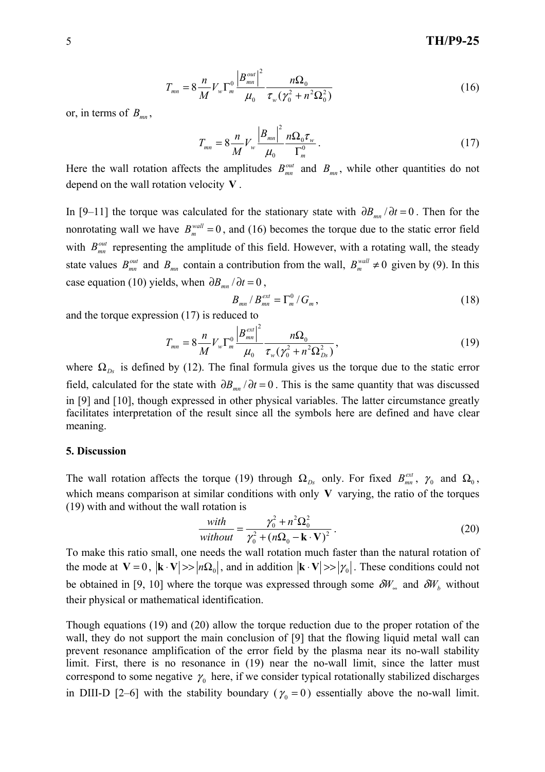$$T_{mn} = 8\frac{n}{M}V_w\Gamma_m^0\frac{\left|B_{mn}^{out}\right|^2}{\mu_0}\frac{n\Omega_0}{\tau_w(\gamma_0^2 + n^2\Omega_0^2)} \tag{16}$$

or, in terms of $B_{mn}$,

$$T_{mn} = 8\frac{n}{M}V_w\frac{\left|B_{mn}\right|^2}{\mu_0}\frac{n\Omega_0\tau_w}{\Gamma_m^0}. \tag{17}$$

Here the wall rotation affects the amplitudes $B_{mn}^{out}$ and $B_{mn}$, while other quantities do not depend on the wall rotation velocity $\mathbf{V}$.

In [9–11] the torque was calculated for the stationary state with $\partial B_{mn}/\partial t = 0$. Then for the nonrotating wall we have $B_m^{wall} = 0$, and (16) becomes the torque due to the static error field with $B_{mn}^{out}$ representing the amplitude of this field. However, with a rotating wall, the steady state values $B_{mn}^{out}$ and $B_{mn}$ contain a contribution from the wall, $B_m^{wall} \neq 0$ given by (9). In this case equation (10) yields, when $\partial B_{mn}/\partial t = 0$,

$$B_{mn}/B_{mn}^{ext} = \Gamma_m^0/G_m, \tag{18}$$

and the torque expression (17) is reduced to

$$T_{mn} = 8\frac{n}{M}V_w\Gamma_m^0\frac{\left|B_{mn}^{ext}\right|^2}{\mu_0}\frac{n\Omega_0}{\tau_w(\gamma_0^2 + n^2\Omega_{Ds}^2)}, \tag{19}$$

where $\Omega_{Ds}$ is defined by (12). The final formula gives us the torque due to the static error field, calculated for the state with $\partial B_{mn}/\partial t = 0$. This is the same quantity that was discussed in [9] and [10], though expressed in other physical variables. The latter circumstance greatly facilitates interpretation of the result since all the symbols here are defined and have clear meaning.

## 5. Discussion

The wall rotation affects the torque (19) through $\Omega_{Ds}$ only. For fixed $B_{mn}^{ext}$, $\gamma_0$ and $\Omega_0$, which means comparison at similar conditions with only $\mathbf{V}$ varying, the ratio of the torques (19) with and without the wall rotation is

$$\frac{with}{without} = \frac{\gamma_0^2 + n^2\Omega_0^2}{\gamma_0^2 + (n\Omega_0 - \mathbf{k}\cdot\mathbf{V})^2}. \tag{20}$$

To make this ratio small, one needs the wall rotation much faster than the natural rotation of the mode at $\mathbf{V} = 0$, $|\mathbf{k}\cdot\mathbf{V}| >> |n\Omega_0|$, and in addition $|\mathbf{k}\cdot\mathbf{V}| >> |\gamma_0|$. These conditions could not be obtained in [9, 10] where the torque was expressed through some $\delta W_\infty$ and $\delta W_b$ without their physical or mathematical identification.

Though equations (19) and (20) allow the torque reduction due to the proper rotation of the wall, they do not support the main conclusion of [9] that the flowing liquid metal wall can prevent resonance amplification of the error field by the plasma near its no-wall stability limit. First, there is no resonance in (19) near the no-wall limit, since the latter must correspond to some negative $\gamma_0$ here, if we consider typical rotationally stabilized discharges in DIII-D [2–6] with the stability boundary ($\gamma_0 = 0$) essentially above the no-wall limit.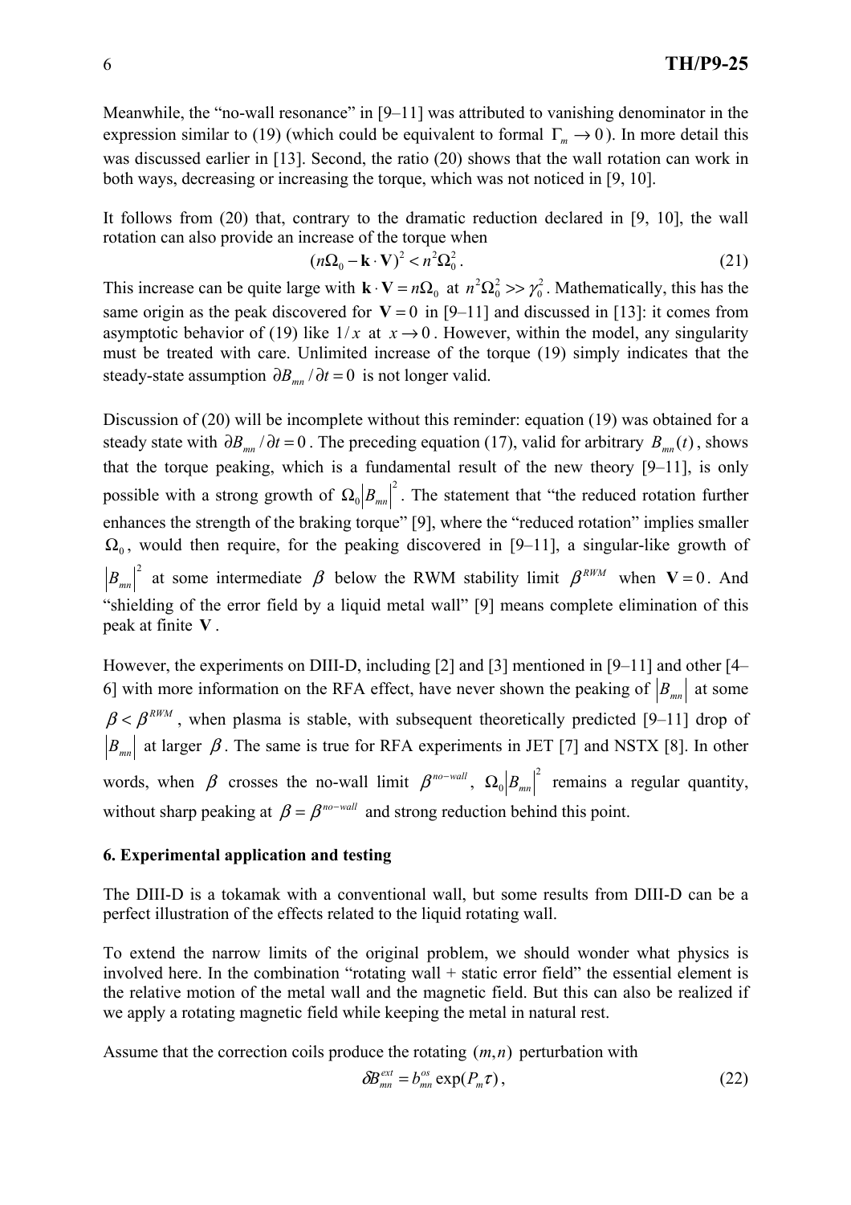Meanwhile, the "no-wall resonance" in [9–11] was attributed to vanishing denominator in the expression similar to (19) (which could be equivalent to formal $\Gamma_m \to 0$). In more detail this was discussed earlier in [13]. Second, the ratio (20) shows that the wall rotation can work in both ways, decreasing or increasing the torque, which was not noticed in [9, 10].

It follows from (20) that, contrary to the dramatic reduction declared in [9, 10], the wall rotation can also provide an increase of the torque when

$$(n\Omega_0 - \mathbf{k}\cdot\mathbf{V})^2 < n^2\Omega_0^2 . \tag{21}$$

This increase can be quite large with $\mathbf{k}\cdot\mathbf{V} = n\Omega_0$ at $n^2\Omega_0^2 >> \gamma_0^2$. Mathematically, this has the same origin as the peak discovered for $\mathbf{V} = 0$ in [9–11] and discussed in [13]: it comes from asymptotic behavior of (19) like $1/x$ at $x \to 0$. However, within the model, any singularity must be treated with care. Unlimited increase of the torque (19) simply indicates that the steady-state assumption $\partial B_{mn}/\partial t = 0$ is not longer valid.

Discussion of (20) will be incomplete without this reminder: equation (19) was obtained for a steady state with $\partial B_{mn}/\partial t = 0$. The preceding equation (17), valid for arbitrary $B_{mn}(t)$, shows that the torque peaking, which is a fundamental result of the new theory [9–11], is only possible with a strong growth of $\Omega_0 |B_{mn}|^2$. The statement that "the reduced rotation further enhances the strength of the braking torque" [9], where the "reduced rotation" implies smaller $\Omega_0$, would then require, for the peaking discovered in [9–11], a singular-like growth of $|B_{mn}|^2$ at some intermediate $\beta$ below the RWM stability limit $\beta^{RWM}$ when $\mathbf{V} = 0$. And "shielding of the error field by a liquid metal wall" [9] means complete elimination of this peak at finite $\mathbf{V}$.

However, the experiments on DIII-D, including [2] and [3] mentioned in [9–11] and other [4–6] with more information on the RFA effect, have never shown the peaking of $|B_{mn}|$ at some $\beta < \beta^{RWM}$, when plasma is stable, with subsequent theoretically predicted [9–11] drop of $|B_{mn}|$ at larger $\beta$. The same is true for RFA experiments in JET [7] and NSTX [8]. In other words, when $\beta$ crosses the no-wall limit $\beta^{no-wall}$, $\Omega_0 |B_{mn}|^2$ remains a regular quantity, without sharp peaking at $\beta = \beta^{no-wall}$ and strong reduction behind this point.

## 6. Experimental application and testing

The DIII-D is a tokamak with a conventional wall, but some results from DIII-D can be a perfect illustration of the effects related to the liquid rotating wall.

To extend the narrow limits of the original problem, we should wonder what physics is involved here. In the combination "rotating wall + static error field" the essential element is the relative motion of the metal wall and the magnetic field. But this can also be realized if we apply a rotating magnetic field while keeping the metal in natural rest.

Assume that the correction coils produce the rotating $(m,n)$ perturbation with

$$\delta B_{mn}^{ext} = b_{mn}^{os} \exp(P_m \tau) , \tag{22}$$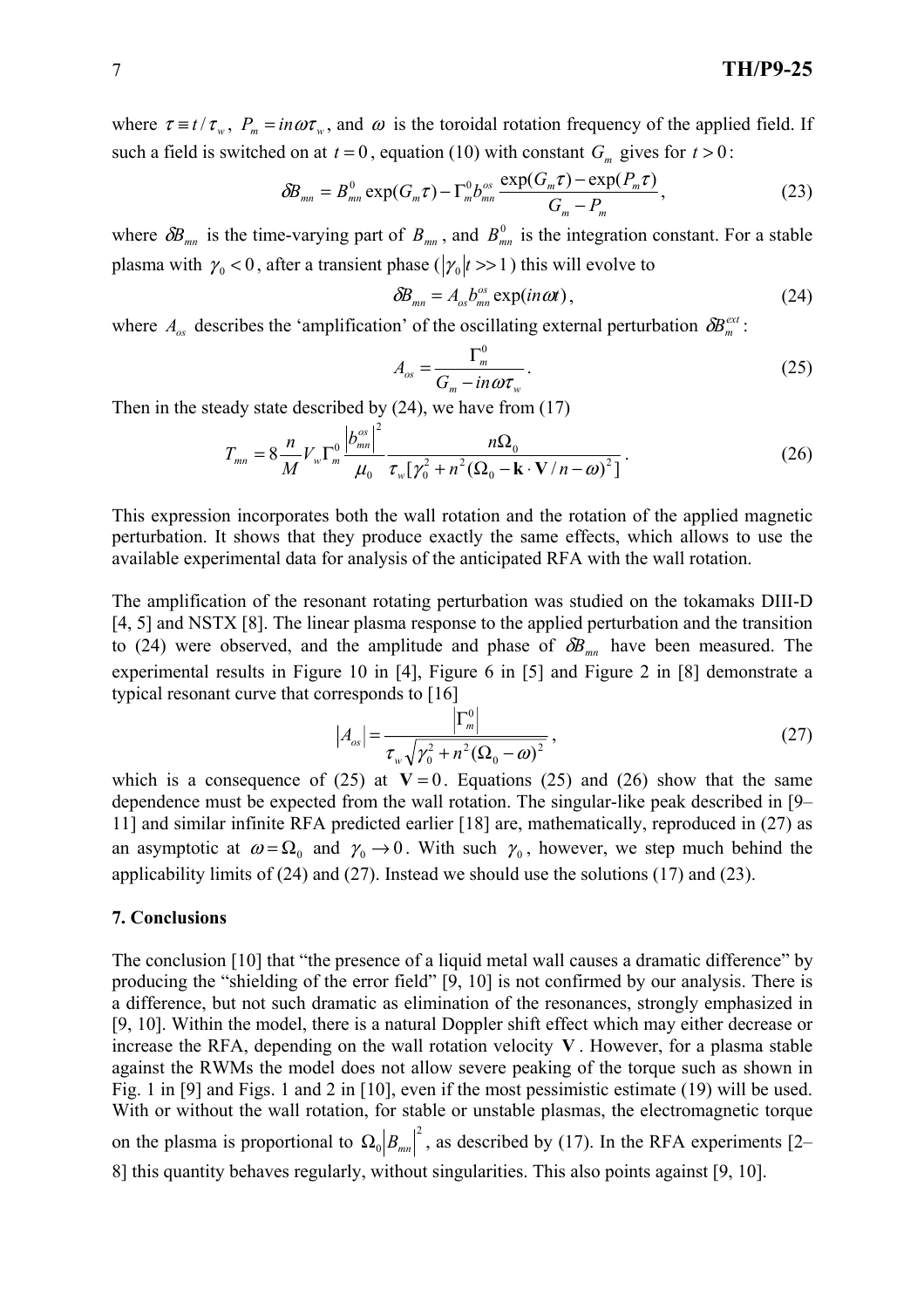where $\tau \equiv t/\tau_w$, $P_m = in\omega\tau_w$, and $\omega$ is the toroidal rotation frequency of the applied field. If such a field is switched on at $t = 0$, equation (10) with constant $G_m$ gives for $t > 0$:

$$\delta B_{mn} = B_{mn}^0 \exp(G_m \tau) - \Gamma_m^0 b_{mn}^{os} \frac{\exp(G_m \tau) - \exp(P_m \tau)}{G_m - P_m}, \tag{23}$$

where $\delta B_{mn}$ is the time-varying part of $B_{mn}$, and $B_{mn}^0$ is the integration constant. For a stable plasma with $\gamma_0 < 0$, after a transient phase ($|\gamma_0| t >> 1$) this will evolve to

$$\delta B_{mn} = A_{os} b_{mn}^{os} \exp(in\omega t), \tag{24}$$

where $A_{os}$ describes the 'amplification' of the oscillating external perturbation $\delta B_m^{ext}$:

$$A_{os} = \frac{\Gamma_m^0}{G_m - in\omega\tau_w}. \tag{25}$$

Then in the steady state described by (24), we have from (17)

$$T_{mn} = 8 \frac{n}{M} V_w \Gamma_m^0 \frac{\left| b_{mn}^{os} \right|^2}{\mu_0} \frac{n\Omega_0}{\tau_w [\gamma_0^2 + n^2 (\Omega_0 - \mathbf{k} \cdot \mathbf{V}/n - \omega)^2]}. \tag{26}$$

This expression incorporates both the wall rotation and the rotation of the applied magnetic perturbation. It shows that they produce exactly the same effects, which allows to use the available experimental data for analysis of the anticipated RFA with the wall rotation.

The amplification of the resonant rotating perturbation was studied on the tokamaks DIII-D [4, 5] and NSTX [8]. The linear plasma response to the applied perturbation and the transition to (24) were observed, and the amplitude and phase of $\delta B_{mn}$ have been measured. The experimental results in Figure 10 in [4], Figure 6 in [5] and Figure 2 in [8] demonstrate a typical resonant curve that corresponds to [16]

$$|A_{os}| = \frac{\left| \Gamma_m^0 \right|}{\tau_w \sqrt{\gamma_0^2 + n^2 (\Omega_0 - \omega)^2}}, \tag{27}$$

which is a consequence of (25) at $\mathbf{V} = 0$. Equations (25) and (26) show that the same dependence must be expected from the wall rotation. The singular-like peak described in [9–11] and similar infinite RFA predicted earlier [18] are, mathematically, reproduced in (27) as an asymptotic at $\omega = \Omega_0$ and $\gamma_0 \to 0$. With such $\gamma_0$, however, we step much behind the applicability limits of (24) and (27). Instead we should use the solutions (17) and (23).

## 7. Conclusions

The conclusion [10] that "the presence of a liquid metal wall causes a dramatic difference" by producing the "shielding of the error field" [9, 10] is not confirmed by our analysis. There is a difference, but not such dramatic as elimination of the resonances, strongly emphasized in [9, 10]. Within the model, there is a natural Doppler shift effect which may either decrease or increase the RFA, depending on the wall rotation velocity $\mathbf{V}$. However, for a plasma stable against the RWMs the model does not allow severe peaking of the torque such as shown in Fig. 1 in [9] and Figs. 1 and 2 in [10], even if the most pessimistic estimate (19) will be used. With or without the wall rotation, for stable or unstable plasmas, the electromagnetic torque on the plasma is proportional to $\Omega_0 \left| B_{mn} \right|^2$, as described by (17). In the RFA experiments [2–8] this quantity behaves regularly, without singularities. This also points against [9, 10].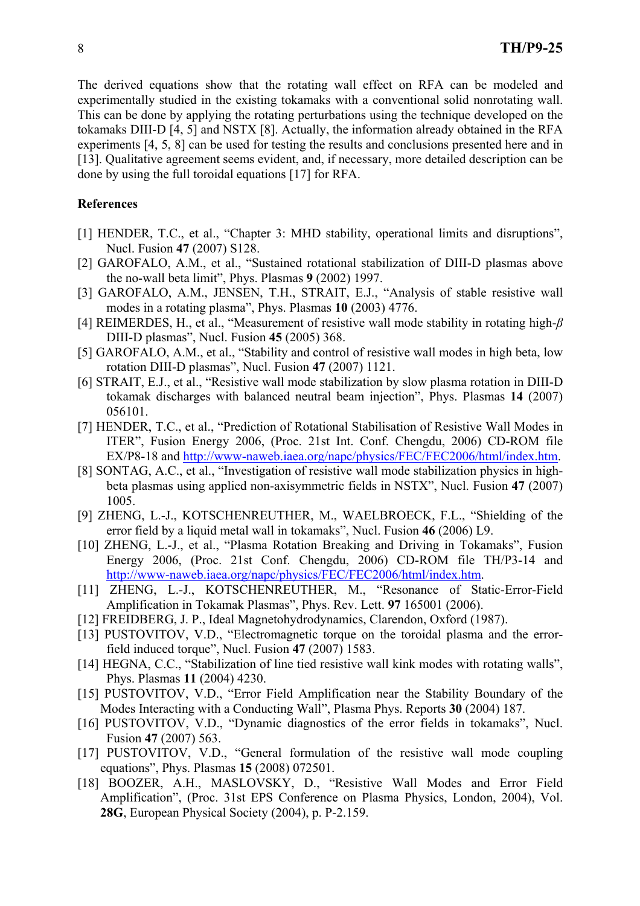The derived equations show that the rotating wall effect on RFA can be modeled and experimentally studied in the existing tokamaks with a conventional solid nonrotating wall. This can be done by applying the rotating perturbations using the technique developed on the tokamaks DIII-D [4, 5] and NSTX [8]. Actually, the information already obtained in the RFA experiments [4, 5, 8] can be used for testing the results and conclusions presented here and in [13]. Qualitative agreement seems evident, and, if necessary, more detailed description can be done by using the full toroidal equations [17] for RFA.

**References**

[1] HENDER, T.C., et al., "Chapter 3: MHD stability, operational limits and disruptions", Nucl. Fusion **47** (2007) S128.

[2] GAROFALO, A.M., et al., "Sustained rotational stabilization of DIII-D plasmas above the no-wall beta limit", Phys. Plasmas **9** (2002) 1997.

[3] GAROFALO, A.M., JENSEN, T.H., STRAIT, E.J., "Analysis of stable resistive wall modes in a rotating plasma", Phys. Plasmas **10** (2003) 4776.

[4] REIMERDES, H., et al., "Measurement of resistive wall mode stability in rotating high-$\beta$ DIII-D plasmas", Nucl. Fusion **45** (2005) 368.

[5] GAROFALO, A.M., et al., "Stability and control of resistive wall modes in high beta, low rotation DIII-D plasmas", Nucl. Fusion **47** (2007) 1121.

[6] STRAIT, E.J., et al., "Resistive wall mode stabilization by slow plasma rotation in DIII-D tokamak discharges with balanced neutral beam injection", Phys. Plasmas **14** (2007) 056101.

[7] HENDER, T.C., et al., "Prediction of Rotational Stabilisation of Resistive Wall Modes in ITER", Fusion Energy 2006, (Proc. 21st Int. Conf. Chengdu, 2006) CD-ROM file EX/P8-18 and http://www-naweb.iaea.org/napc/physics/FEC/FEC2006/html/index.htm.

[8] SONTAG, A.C., et al., "Investigation of resistive wall mode stabilization physics in high-beta plasmas using applied non-axisymmetric fields in NSTX", Nucl. Fusion **47** (2007) 1005.

[9] ZHENG, L.-J., KOTSCHENREUTHER, M., WAELBROECK, F.L., "Shielding of the error field by a liquid metal wall in tokamaks", Nucl. Fusion **46** (2006) L9.

[10] ZHENG, L.-J., et al., "Plasma Rotation Breaking and Driving in Tokamaks", Fusion Energy 2006, (Proc. 21st Conf. Chengdu, 2006) CD-ROM file TH/P3-14 and http://www-naweb.iaea.org/napc/physics/FEC/FEC2006/html/index.htm.

[11] ZHENG, L.-J., KOTSCHENREUTHER, M., "Resonance of Static-Error-Field Amplification in Tokamak Plasmas", Phys. Rev. Lett. **97** 165001 (2006).

[12] FREIDBERG, J. P., Ideal Magnetohydrodynamics, Clarendon, Oxford (1987).

[13] PUSTOVITOV, V.D., "Electromagnetic torque on the toroidal plasma and the error-field induced torque", Nucl. Fusion **47** (2007) 1583.

[14] HEGNA, C.C., "Stabilization of line tied resistive wall kink modes with rotating walls", Phys. Plasmas **11** (2004) 4230.

[15] PUSTOVITOV, V.D., "Error Field Amplification near the Stability Boundary of the Modes Interacting with a Conducting Wall", Plasma Phys. Reports **30** (2004) 187.

[16] PUSTOVITOV, V.D., "Dynamic diagnostics of the error fields in tokamaks", Nucl. Fusion **47** (2007) 563.

[17] PUSTOVITOV, V.D., "General formulation of the resistive wall mode coupling equations", Phys. Plasmas **15** (2008) 072501.

[18] BOOZER, A.H., MASLOVSKY, D., "Resistive Wall Modes and Error Field Amplification", (Proc. 31st EPS Conference on Plasma Physics, London, 2004), Vol. **28G**, European Physical Society (2004), p. P-2.159.